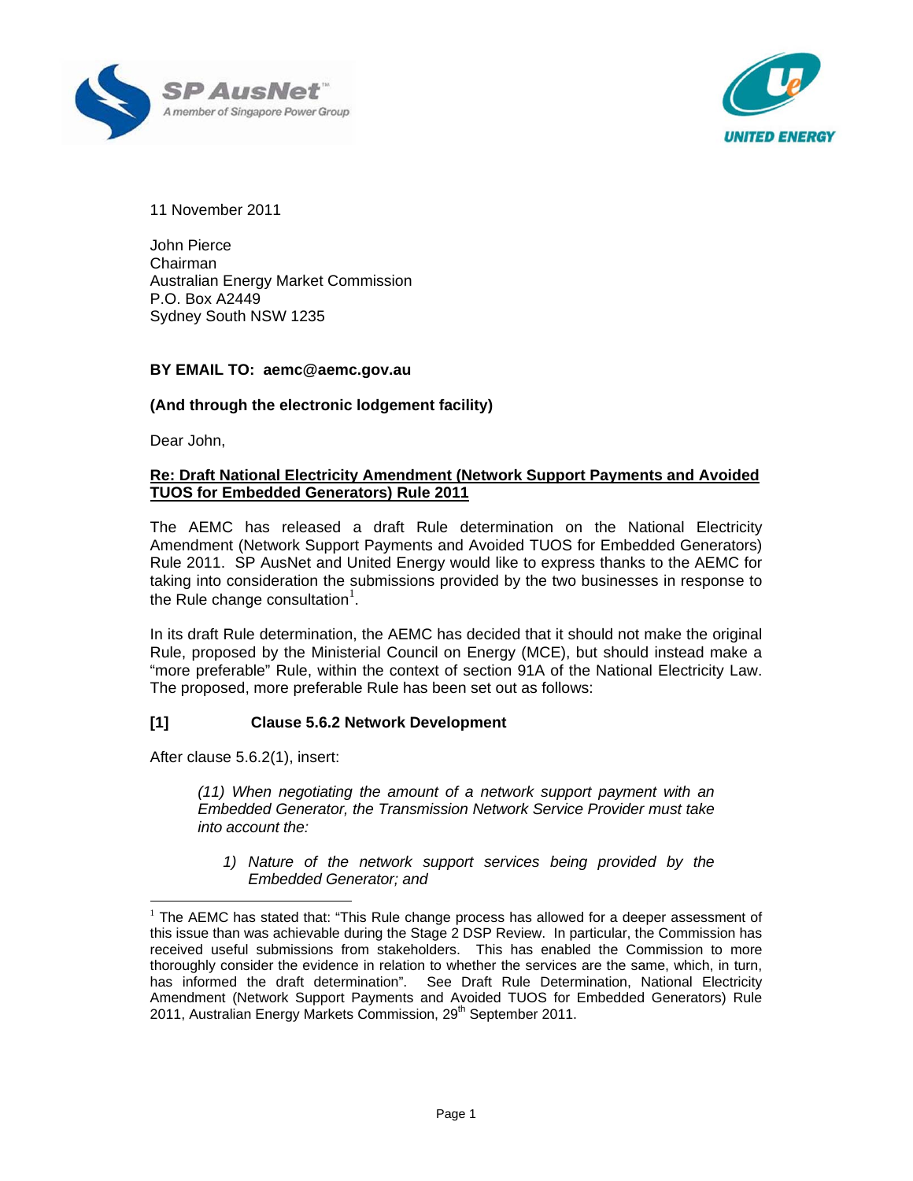11 November 2011

John Pierce
Chairman
Australian Energy Market Commission
P.O. Box A2449
Sydney South NSW 1235

**BY EMAIL TO: aemc@aemc.gov.au**

**(And through the electronic lodgement facility)**

Dear John,

**<u>Re: Draft National Electricity Amendment (Network Support Payments and Avoided TUOS for Embedded Generators) Rule 2011</u>**

The AEMC has released a draft Rule determination on the National Electricity Amendment (Network Support Payments and Avoided TUOS for Embedded Generators) Rule 2011. SP AusNet and United Energy would like to express thanks to the AEMC for taking into consideration the submissions provided by the two businesses in response to the Rule change consultation[1].

In its draft Rule determination, the AEMC has decided that it should not make the original Rule, proposed by the Ministerial Council on Energy (MCE), but should instead make a "more preferable" Rule, within the context of section 91A of the National Electricity Law. The proposed, more preferable Rule has been set out as follows:

**[1] Clause 5.6.2 Network Development**

After clause 5.6.2(1), insert:

> *(11) When negotiating the amount of a network support payment with an Embedded Generator, the Transmission Network Service Provider must take into account the:*
>
> *1) Nature of the network support services being provided by the Embedded Generator; and*

---

[1] The AEMC has stated that: "This Rule change process has allowed for a deeper assessment of this issue than was achievable during the Stage 2 DSP Review. In particular, the Commission has received useful submissions from stakeholders. This has enabled the Commission to more thoroughly consider the evidence in relation to whether the services are the same, which, in turn, has informed the draft determination". See Draft Rule Determination, National Electricity Amendment (Network Support Payments and Avoided TUOS for Embedded Generators) Rule 2011, Australian Energy Markets Commission, 29th September 2011.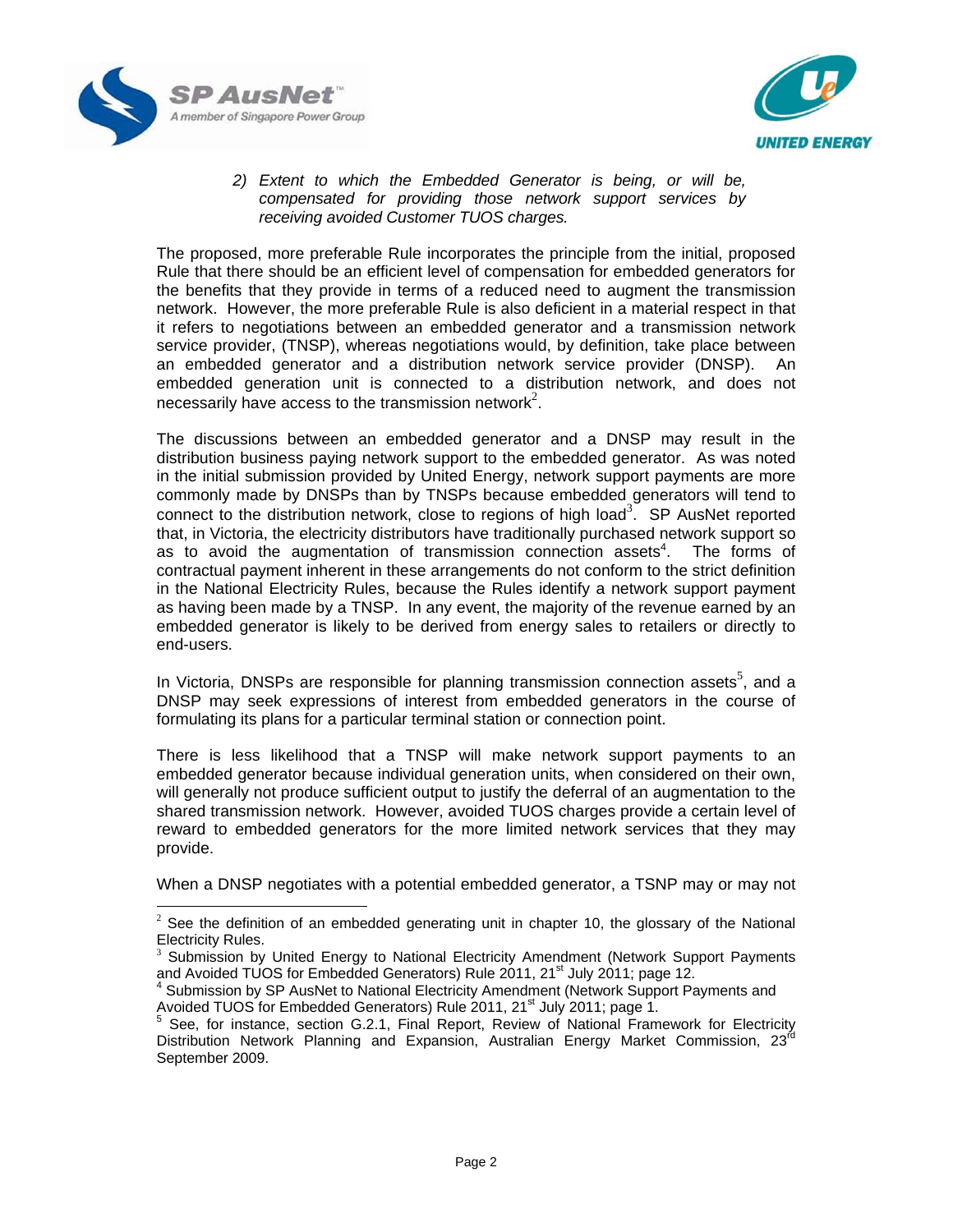2) *Extent to which the Embedded Generator is being, or will be, compensated for providing those network support services by receiving avoided Customer TUOS charges.*

The proposed, more preferable Rule incorporates the principle from the initial, proposed Rule that there should be an efficient level of compensation for embedded generators for the benefits that they provide in terms of a reduced need to augment the transmission network. However, the more preferable Rule is also deficient in a material respect in that it refers to negotiations between an embedded generator and a transmission network service provider, (TNSP), whereas negotiations would, by definition, take place between an embedded generator and a distribution network service provider (DNSP). An embedded generation unit is connected to a distribution network, and does not necessarily have access to the transmission network[2].

The discussions between an embedded generator and a DNSP may result in the distribution business paying network support to the embedded generator. As was noted in the initial submission provided by United Energy, network support payments are more commonly made by DNSPs than by TNSPs because embedded generators will tend to connect to the distribution network, close to regions of high load[3]. SP AusNet reported that, in Victoria, the electricity distributors have traditionally purchased network support so as to avoid the augmentation of transmission connection assets[4]. The forms of contractual payment inherent in these arrangements do not conform to the strict definition in the National Electricity Rules, because the Rules identify a network support payment as having been made by a TNSP. In any event, the majority of the revenue earned by an embedded generator is likely to be derived from energy sales to retailers or directly to end-users.

In Victoria, DNSPs are responsible for planning transmission connection assets[5], and a DNSP may seek expressions of interest from embedded generators in the course of formulating its plans for a particular terminal station or connection point.

There is less likelihood that a TNSP will make network support payments to an embedded generator because individual generation units, when considered on their own, will generally not produce sufficient output to justify the deferral of an augmentation to the shared transmission network. However, avoided TUOS charges provide a certain level of reward to embedded generators for the more limited network services that they may provide.

When a DNSP negotiates with a potential embedded generator, a TSNP may or may not

---

[2] See the definition of an embedded generating unit in chapter 10, the glossary of the National Electricity Rules.

[3] Submission by United Energy to National Electricity Amendment (Network Support Payments and Avoided TUOS for Embedded Generators) Rule 2011, 21st July 2011; page 12.

[4] Submission by SP AusNet to National Electricity Amendment (Network Support Payments and Avoided TUOS for Embedded Generators) Rule 2011, 21st July 2011; page 1.

[5] See, for instance, section G.2.1, Final Report, Review of National Framework for Electricity Distribution Network Planning and Expansion, Australian Energy Market Commission, 23rd September 2009.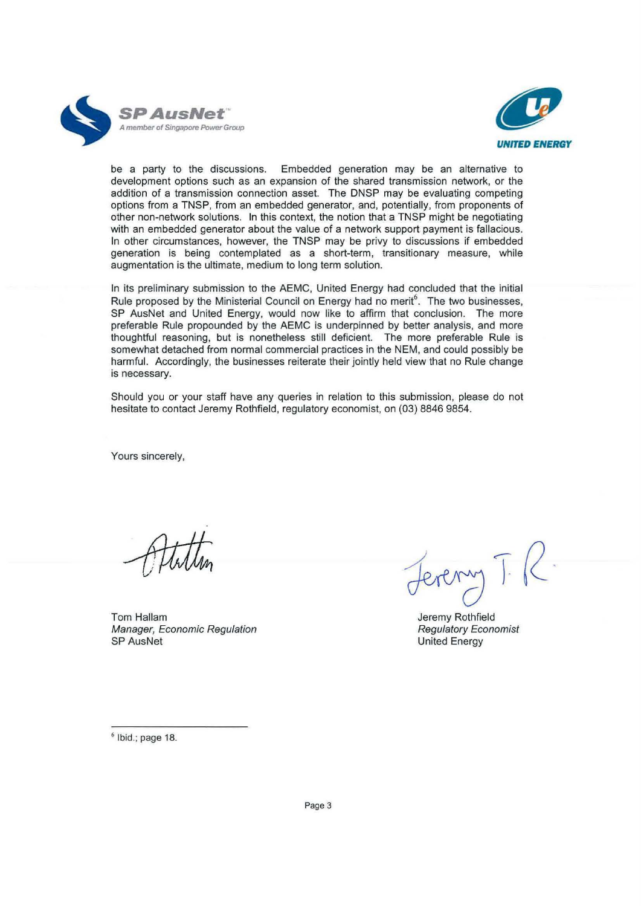be a party to the discussions. Embedded generation may be an alternative to development options such as an expansion of the shared transmission network, or the addition of a transmission connection asset. The DNSP may be evaluating competing options from a TNSP, from an embedded generator, and, potentially, from proponents of other non-network solutions. In this context, the notion that a TNSP might be negotiating with an embedded generator about the value of a network support payment is fallacious. In other circumstances, however, the TNSP may be privy to discussions if embedded generation is being contemplated as a short-term, transitionary measure, while augmentation is the ultimate, medium to long term solution.

In its preliminary submission to the AEMC, United Energy had concluded that the initial Rule proposed by the Ministerial Council on Energy had no merit[6]. The two businesses, SP AusNet and United Energy, would now like to affirm that conclusion. The more preferable Rule propounded by the AEMC is underpinned by better analysis, and more thoughtful reasoning, but is nonetheless still deficient. The more preferable Rule is somewhat detached from normal commercial practices in the NEM, and could possibly be harmful. Accordingly, the businesses reiterate their jointly held view that no Rule change is necessary.

Should you or your staff have any queries in relation to this submission, please do not hesitate to contact Jeremy Rothfield, regulatory economist, on (03) 8846 9854.

Yours sincerely,

Tom Hallam
*Manager, Economic Regulation*
SP AusNet

Jeremy Rothfield
*Regulatory Economist*
United Energy

---

[6] Ibid.; page 18.